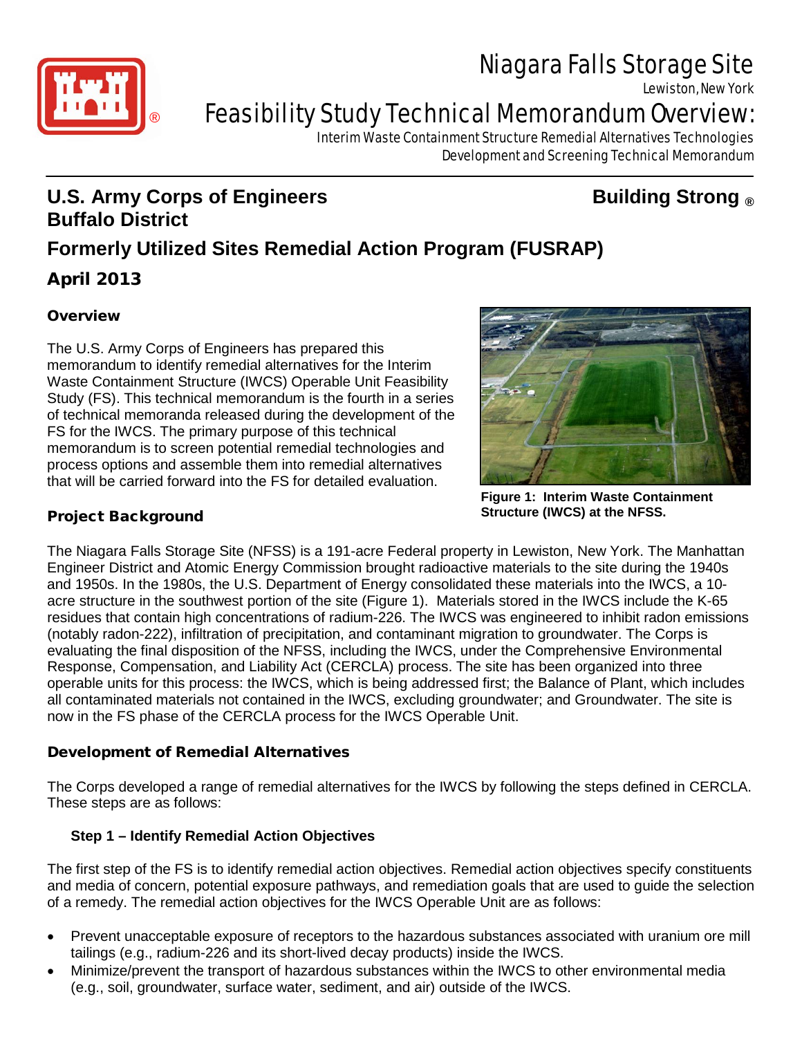# Niagara Falls Storage Site

Lewiston, New York

# Feasibility Study Technical Memorandum Overview:

Interim Waste Containment Structure Remedial Alternatives Technologies Development and Screening Technical Memorandum

## U.S. Army Corps of Engineers Buffalo District

**Building Strong ®**

## Formerly Utilized Sites Remedial Action Program (FUSRAP)

## April 2013

### Overview

The U.S. Army Corps of Engineers has prepared this memorandum to identify remedial alternatives for the Interim Waste Containment Structure (IWCS) Operable Unit Feasibility Study (FS). This technical memorandum is the fourth in a series of technical memoranda released during the development of the FS for the IWCS. The primary purpose of this technical memorandum is to screen potential remedial technologies and process options and assemble them into remedial alternatives that will be carried forward into the FS for detailed evaluation.

**Figure 1: Interim Waste Containment Structure (IWCS) at the NFSS.**

### Project Background

The Niagara Falls Storage Site (NFSS) is a 191-acre Federal property in Lewiston, New York. The Manhattan Engineer District and Atomic Energy Commission brought radioactive materials to the site during the 1940s and 1950s. In the 1980s, the U.S. Department of Energy consolidated these materials into the IWCS, a 10-acre structure in the southwest portion of the site (Figure 1). Materials stored in the IWCS include the K-65 residues that contain high concentrations of radium-226. The IWCS was engineered to inhibit radon emissions (notably radon-222), infiltration of precipitation, and contaminant migration to groundwater. The Corps is evaluating the final disposition of the NFSS, including the IWCS, under the Comprehensive Environmental Response, Compensation, and Liability Act (CERCLA) process. The site has been organized into three operable units for this process: the IWCS, which is being addressed first; the Balance of Plant, which includes all contaminated materials not contained in the IWCS, excluding groundwater; and Groundwater. The site is now in the FS phase of the CERCLA process for the IWCS Operable Unit.

### Development of Remedial Alternatives

The Corps developed a range of remedial alternatives for the IWCS by following the steps defined in CERCLA. These steps are as follows:

#### Step 1 – Identify Remedial Action Objectives

The first step of the FS is to identify remedial action objectives. Remedial action objectives specify constituents and media of concern, potential exposure pathways, and remediation goals that are used to guide the selection of a remedy. The remedial action objectives for the IWCS Operable Unit are as follows:

- Prevent unacceptable exposure of receptors to the hazardous substances associated with uranium ore mill tailings (e.g., radium-226 and its short-lived decay products) inside the IWCS.
- Minimize/prevent the transport of hazardous substances within the IWCS to other environmental media (e.g., soil, groundwater, surface water, sediment, and air) outside of the IWCS.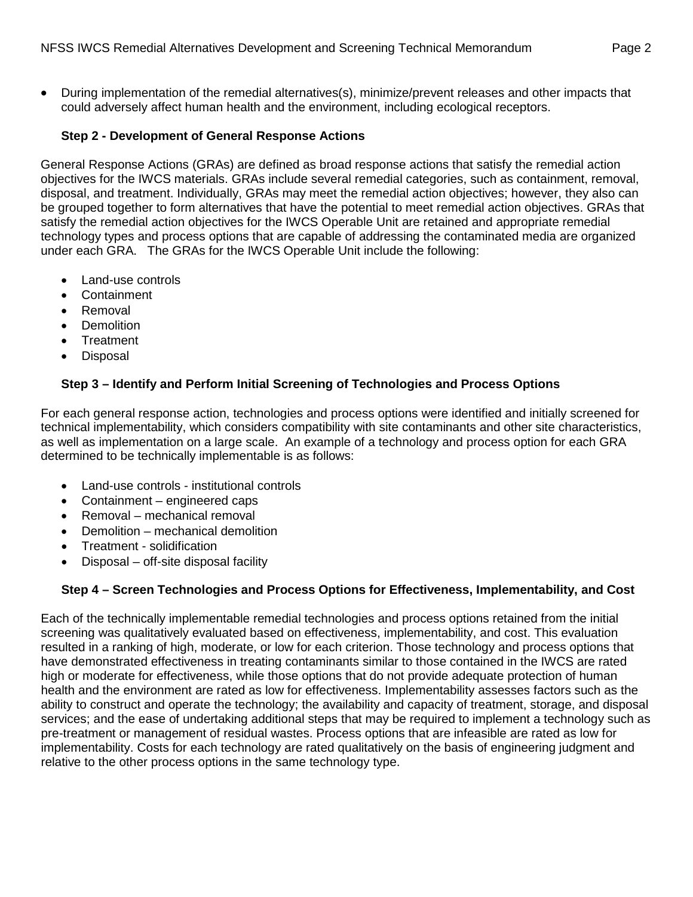- During implementation of the remedial alternatives(s), minimize/prevent releases and other impacts that could adversely affect human health and the environment, including ecological receptors.

### Step 2 - Development of General Response Actions

General Response Actions (GRAs) are defined as broad response actions that satisfy the remedial action objectives for the IWCS materials. GRAs include several remedial categories, such as containment, removal, disposal, and treatment. Individually, GRAs may meet the remedial action objectives; however, they also can be grouped together to form alternatives that have the potential to meet remedial action objectives. GRAs that satisfy the remedial action objectives for the IWCS Operable Unit are retained and appropriate remedial technology types and process options that are capable of addressing the contaminated media are organized under each GRA. The GRAs for the IWCS Operable Unit include the following:

- Land-use controls
- Containment
- Removal
- Demolition
- Treatment
- Disposal

### Step 3 – Identify and Perform Initial Screening of Technologies and Process Options

For each general response action, technologies and process options were identified and initially screened for technical implementability, which considers compatibility with site contaminants and other site characteristics, as well as implementation on a large scale. An example of a technology and process option for each GRA determined to be technically implementable is as follows:

- Land-use controls - institutional controls
- Containment – engineered caps
- Removal – mechanical removal
- Demolition – mechanical demolition
- Treatment - solidification
- Disposal – off-site disposal facility

### Step 4 – Screen Technologies and Process Options for Effectiveness, Implementability, and Cost

Each of the technically implementable remedial technologies and process options retained from the initial screening was qualitatively evaluated based on effectiveness, implementability, and cost. This evaluation resulted in a ranking of high, moderate, or low for each criterion. Those technology and process options that have demonstrated effectiveness in treating contaminants similar to those contained in the IWCS are rated high or moderate for effectiveness, while those options that do not provide adequate protection of human health and the environment are rated as low for effectiveness. Implementability assesses factors such as the ability to construct and operate the technology; the availability and capacity of treatment, storage, and disposal services; and the ease of undertaking additional steps that may be required to implement a technology such as pre-treatment or management of residual wastes. Process options that are infeasible are rated as low for implementability. Costs for each technology are rated qualitatively on the basis of engineering judgment and relative to the other process options in the same technology type.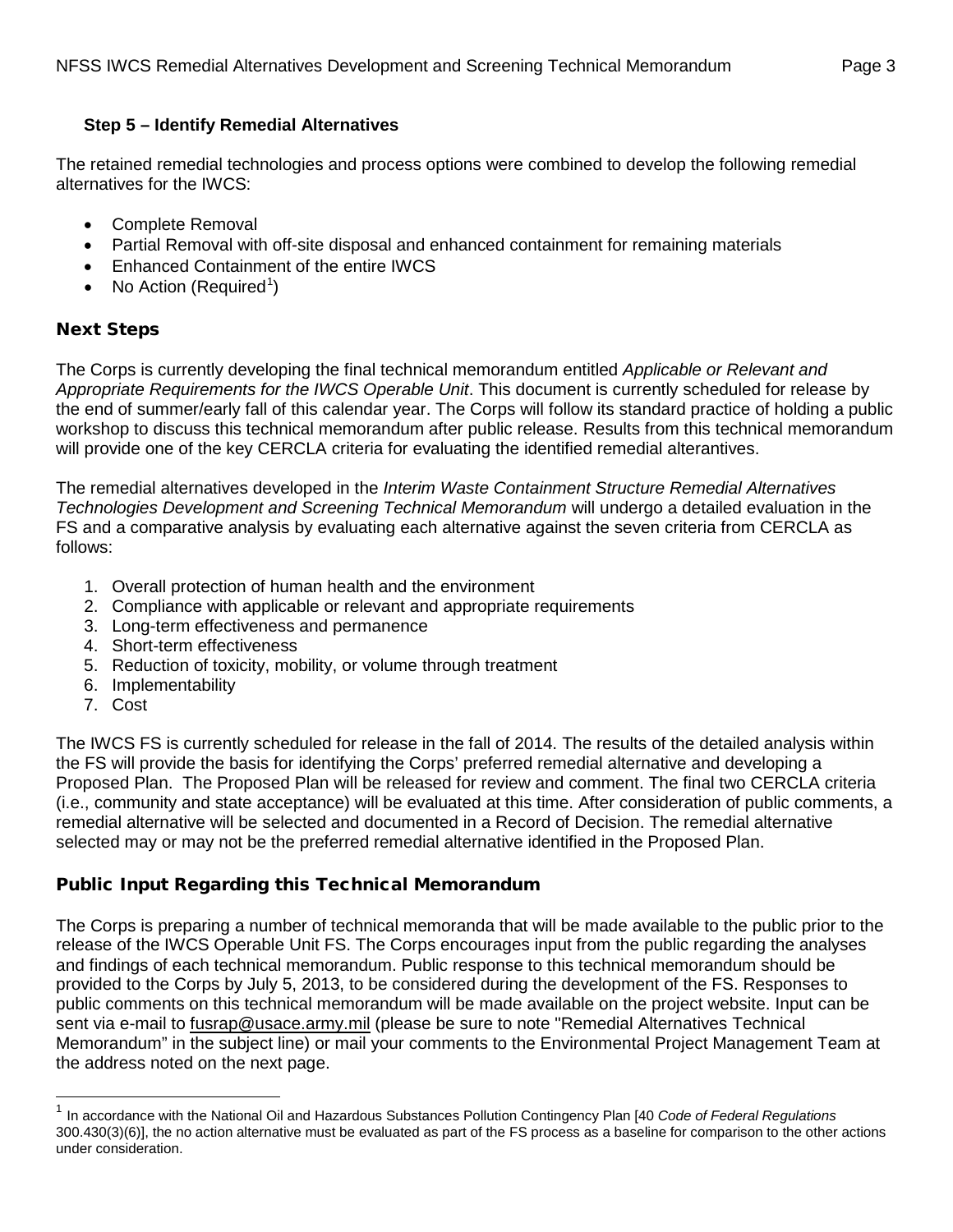### Step 5 – Identify Remedial Alternatives

The retained remedial technologies and process options were combined to develop the following remedial alternatives for the IWCS:

- Complete Removal
- Partial Removal with off-site disposal and enhanced containment for remaining materials
- Enhanced Containment of the entire IWCS
- No Action (Required[1])

## Next Steps

The Corps is currently developing the final technical memorandum entitled *Applicable or Relevant and Appropriate Requirements for the IWCS Operable Unit*. This document is currently scheduled for release by the end of summer/early fall of this calendar year. The Corps will follow its standard practice of holding a public workshop to discuss this technical memorandum after public release. Results from this technical memorandum will provide one of the key CERCLA criteria for evaluating the identified remedial alterantives.

The remedial alternatives developed in the *Interim Waste Containment Structure Remedial Alternatives Technologies Development and Screening Technical Memorandum* will undergo a detailed evaluation in the FS and a comparative analysis by evaluating each alternative against the seven criteria from CERCLA as follows:

1. Overall protection of human health and the environment
2. Compliance with applicable or relevant and appropriate requirements
3. Long-term effectiveness and permanence
4. Short-term effectiveness
5. Reduction of toxicity, mobility, or volume through treatment
6. Implementability
7. Cost

The IWCS FS is currently scheduled for release in the fall of 2014. The results of the detailed analysis within the FS will provide the basis for identifying the Corps' preferred remedial alternative and developing a Proposed Plan. The Proposed Plan will be released for review and comment. The final two CERCLA criteria (i.e., community and state acceptance) will be evaluated at this time. After consideration of public comments, a remedial alternative will be selected and documented in a Record of Decision. The remedial alternative selected may or may not be the preferred remedial alternative identified in the Proposed Plan.

## Public Input Regarding this Technical Memorandum

The Corps is preparing a number of technical memoranda that will be made available to the public prior to the release of the IWCS Operable Unit FS. The Corps encourages input from the public regarding the analyses and findings of each technical memorandum. Public response to this technical memorandum should be provided to the Corps by July 5, 2013, to be considered during the development of the FS. Responses to public comments on this technical memorandum will be made available on the project website. Input can be sent via e-mail to fusrap@usace.army.mil (please be sure to note "Remedial Alternatives Technical Memorandum" in the subject line) or mail your comments to the Environmental Project Management Team at the address noted on the next page.

---

[1] In accordance with the National Oil and Hazardous Substances Pollution Contingency Plan [40 *Code of Federal Regulations* 300.430(3)(6)], the no action alternative must be evaluated as part of the FS process as a baseline for comparison to the other actions under consideration.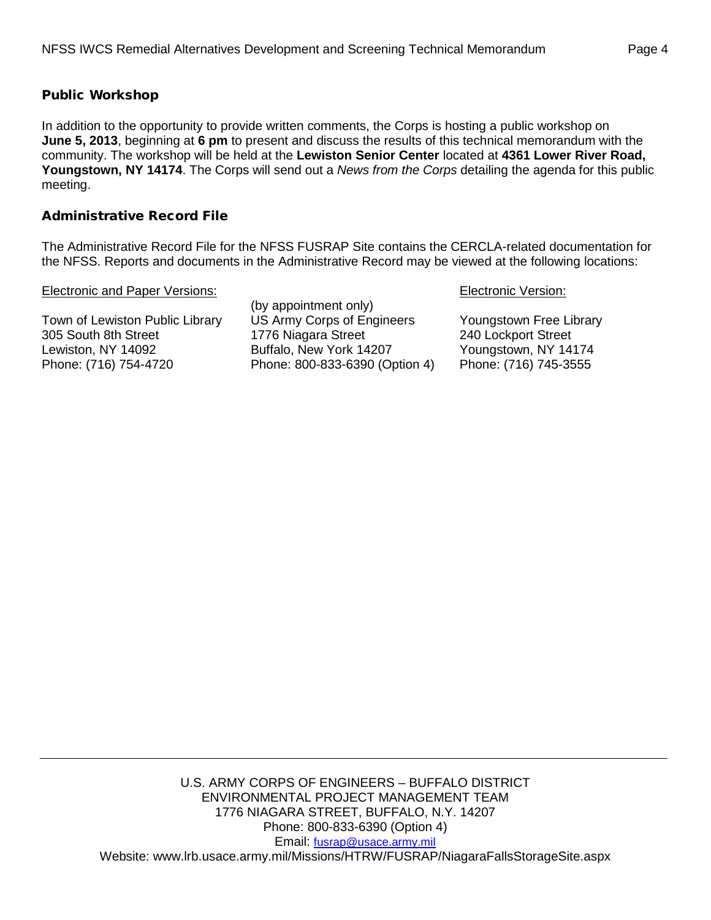## Public Workshop

In addition to the opportunity to provide written comments, the Corps is hosting a public workshop on **June 5, 2013**, beginning at **6 pm** to present and discuss the results of this technical memorandum with the community. The workshop will be held at the **Lewiston Senior Center** located at **4361 Lower River Road, Youngstown, NY 14174**. The Corps will send out a *News from the Corps* detailing the agenda for this public meeting.

## Administrative Record File

The Administrative Record File for the NFSS FUSRAP Site contains the CERCLA-related documentation for the NFSS. Reports and documents in the Administrative Record may be viewed at the following locations:

| Electronic and Paper Versions: | | Electronic Version: |
|---|---|---|
| | (by appointment only) | |
| Town of Lewiston Public Library | US Army Corps of Engineers | Youngstown Free Library |
| 305 South 8th Street | 1776 Niagara Street | 240 Lockport Street |
| Lewiston, NY 14092 | Buffalo, New York 14207 | Youngstown, NY 14174 |
| Phone: (716) 754-4720 | Phone: 800-833-6390 (Option 4) | Phone: (716) 745-3555 |

U.S. ARMY CORPS OF ENGINEERS – BUFFALO DISTRICT
ENVIRONMENTAL PROJECT MANAGEMENT TEAM
1776 NIAGARA STREET, BUFFALO, N.Y. 14207
Phone: 800-833-6390 (Option 4)
Email: fusrap@usace.army.mil
Website: www.lrb.usace.army.mil/Missions/HTRW/FUSRAP/NiagaraFallsStorageSite.aspx